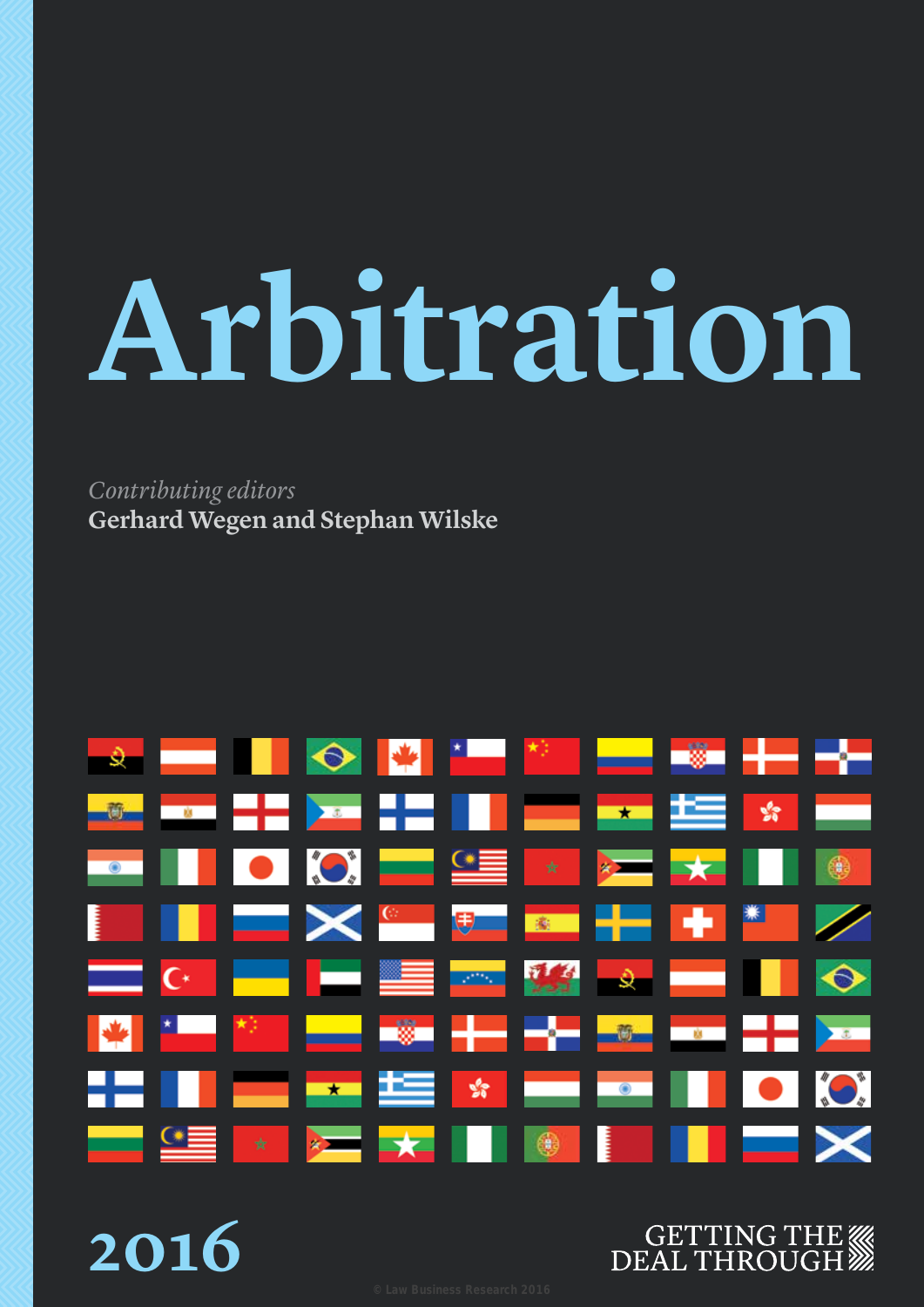# Arbitration

*Contributing editors*

**Gerhard Wegen and Stephan Wilske**

**2016**

GETTING THE DEAL THROUGH

© Law Business Research 2016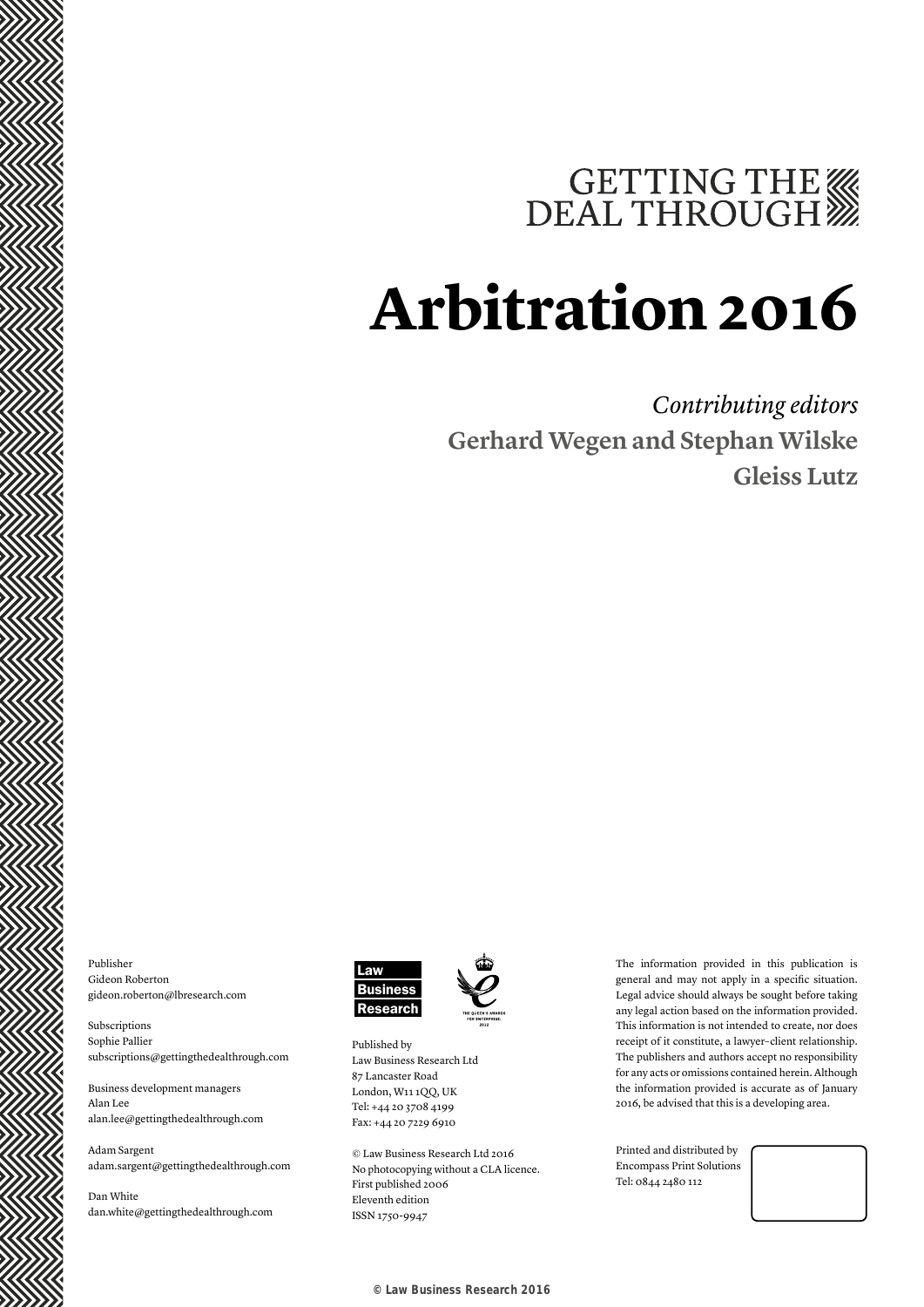GETTING THE DEAL THROUGH

# Arbitration 2016

*Contributing editors*

**Gerhard Wegen and Stephan Wilske**

**Gleiss Lutz**

Publisher
Gideon Roberton
gideon.roberton@lbresearch.com

Subscriptions
Sophie Pallier
subscriptions@gettingthedealthrough.com

Business development managers
Alan Lee
alan.lee@gettingthedealthrough.com

Adam Sargent
adam.sargent@gettingthedealthrough.com

Dan White
dan.white@gettingthedealthrough.com

Law Business Research

THE QUEEN'S AWARDS FOR ENTERPRISE: 2012

Published by
Law Business Research Ltd
87 Lancaster Road
London, W11 1QQ, UK
Tel: +44 20 3708 4199
Fax: +44 20 7229 6910

© Law Business Research Ltd 2016
No photocopying without a CLA licence.
First published 2006
Eleventh edition
ISSN 1750-9947

The information provided in this publication is general and may not apply in a specific situation. Legal advice should always be sought before taking any legal action based on the information provided. This information is not intended to create, nor does receipt of it constitute, a lawyer–client relationship. The publishers and authors accept no responsibility for any acts or omissions contained herein. Although the information provided is accurate as of January 2016, be advised that this is a developing area.

Printed and distributed by
Encompass Print Solutions
Tel: 0844 2480 112

© Law Business Research 2016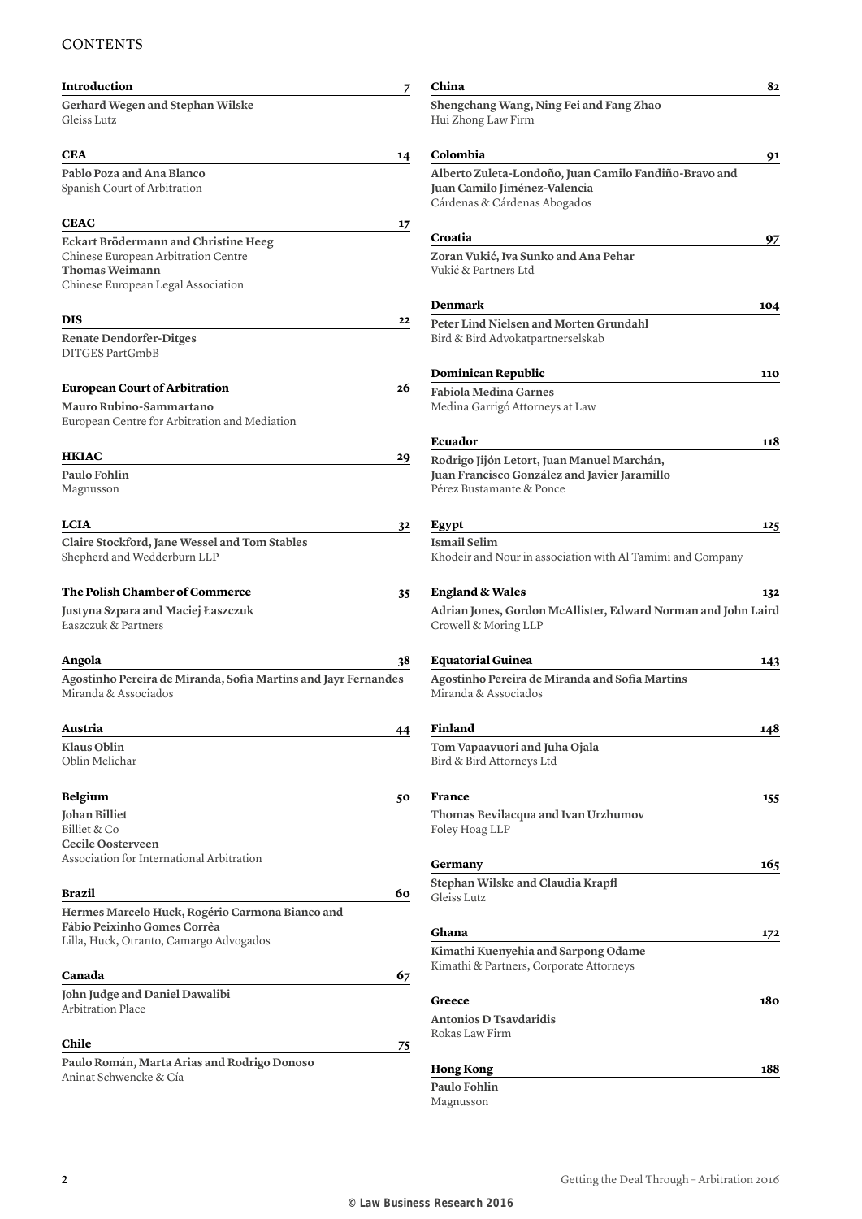# CONTENTS

**Introduction** 7

**Gerhard Wegen and Stephan Wilske**
Gleiss Lutz

**CEA** 14

**Pablo Poza and Ana Blanco**
Spanish Court of Arbitration

**CEAC** 17

**Eckart Brödermann and Christine Heeg**
Chinese European Arbitration Centre
**Thomas Weimann**
Chinese European Legal Association

**DIS** 22

**Renate Dendorfer-Ditges**
DITGES PartGmbB

**European Court of Arbitration** 26

**Mauro Rubino-Sammartano**
European Centre for Arbitration and Mediation

**HKIAC** 29

**Paulo Fohlin**
Magnusson

**LCIA** 32

**Claire Stockford, Jane Wessel and Tom Stables**
Shepherd and Wedderburn LLP

**The Polish Chamber of Commerce** 35

**Justyna Szpara and Maciej Łaszczuk**
Łaszczuk & Partners

**Angola** 38

**Agostinho Pereira de Miranda, Sofia Martins and Jayr Fernandes**
Miranda & Associados

**Austria** 44

**Klaus Oblin**
Oblin Melichar

**Belgium** 50

**Johan Billiet**
Billiet & Co
**Cecile Oosterveen**
Association for International Arbitration

**Brazil** 60

**Hermes Marcelo Huck, Rogério Carmona Bianco and Fábio Peixinho Gomes Corrêa**
Lilla, Huck, Otranto, Camargo Advogados

**Canada** 67

**John Judge and Daniel Dawalibi**
Arbitration Place

**Chile** 75

**Paulo Román, Marta Arias and Rodrigo Donoso**
Aninat Schwencke & Cía

**China** 82

**Shengchang Wang, Ning Fei and Fang Zhao**
Hui Zhong Law Firm

**Colombia** 91

**Alberto Zuleta-Londoño, Juan Camilo Fandiño-Bravo and Juan Camilo Jiménez-Valencia**
Cárdenas & Cárdenas Abogados

**Croatia** 97

**Zoran Vukić, Iva Sunko and Ana Pehar**
Vukić & Partners Ltd

**Denmark** 104

**Peter Lind Nielsen and Morten Grundahl**
Bird & Bird Advokatpartnerselskab

**Dominican Republic** 110

**Fabiola Medina Garnes**
Medina Garrigó Attorneys at Law

**Ecuador** 118

**Rodrigo Jijón Letort, Juan Manuel Marchán, Juan Francisco González and Javier Jaramillo**
Pérez Bustamante & Ponce

**Egypt** 125

**Ismail Selim**
Khodeir and Nour in association with Al Tamimi and Company

**England & Wales** 132

**Adrian Jones, Gordon McAllister, Edward Norman and John Laird**
Crowell & Moring LLP

**Equatorial Guinea** 143

**Agostinho Pereira de Miranda and Sofia Martins**
Miranda & Associados

**Finland** 148

**Tom Vapaavuori and Juha Ojala**
Bird & Bird Attorneys Ltd

**France** 155

**Thomas Bevilacqua and Ivan Urzhumov**
Foley Hoag LLP

**Germany** 165

**Stephan Wilske and Claudia Krapfl**
Gleiss Lutz

**Ghana** 172

**Kimathi Kuenyehia and Sarpong Odame**
Kimathi & Partners, Corporate Attorneys

**Greece** 180

**Antonios D Tsavdaridis**
Rokas Law Firm

**Hong Kong** 188

**Paulo Fohlin**
Magnusson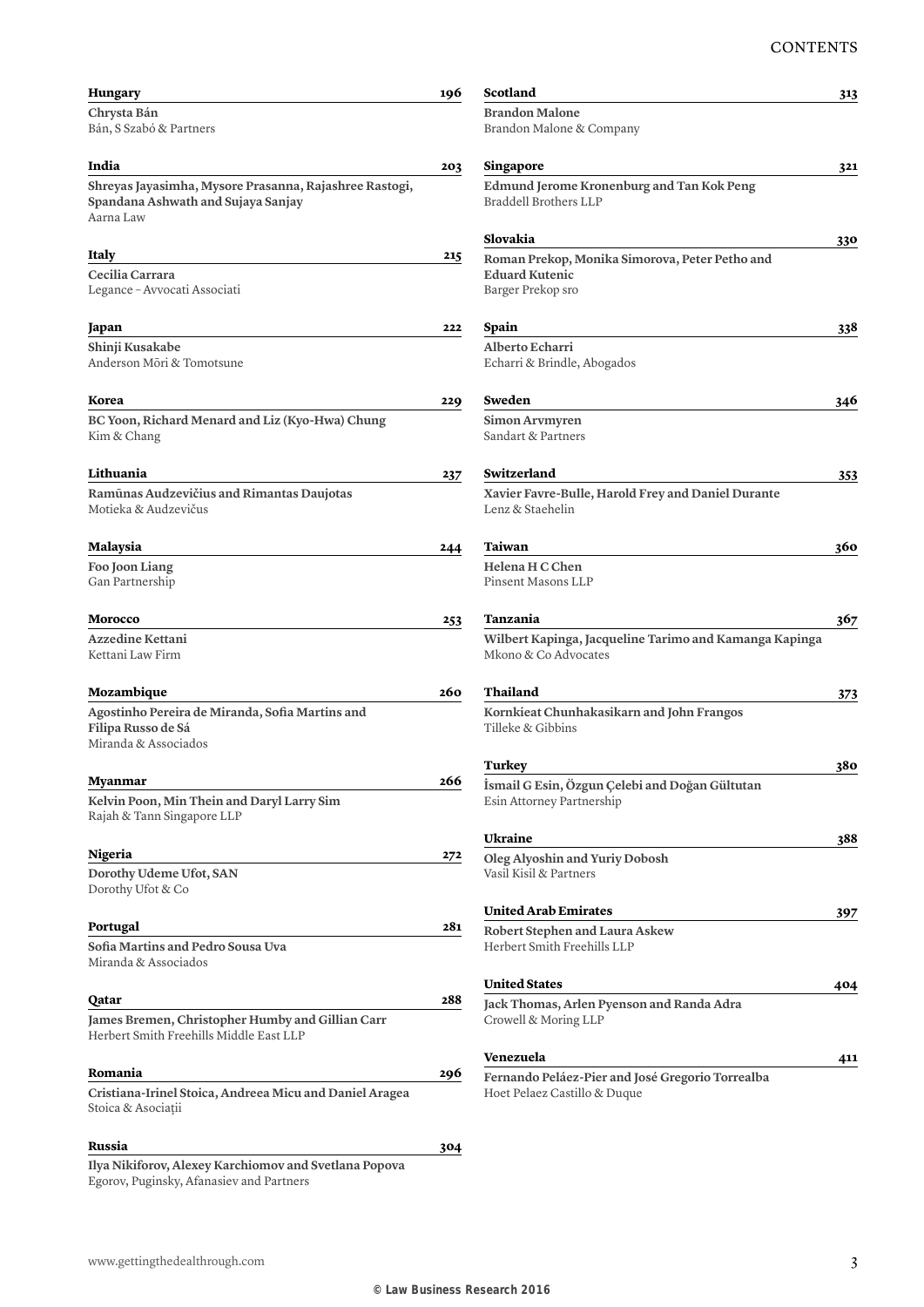**Hungary** 196

**Chrysta Bán**
Bán, S Szabó & Partners

**India** 203

**Shreyas Jayasimha, Mysore Prasanna, Rajashree Rastogi, Spandana Ashwath and Sujaya Sanjay**
Aarna Law

**Italy** 215

**Cecilia Carrara**
Legance – Avvocati Associati

**Japan** 222

**Shinji Kusakabe**
Anderson Mōri & Tomotsune

**Korea** 229

**BC Yoon, Richard Menard and Liz (Kyo-Hwa) Chung**
Kim & Chang

**Lithuania** 237

**Ramūnas Audzevičius and Rimantas Daujotas**
Motieka & Audzevičus

**Malaysia** 244

**Foo Joon Liang**
Gan Partnership

**Morocco** 253

**Azzedine Kettani**
Kettani Law Firm

**Mozambique** 260

**Agostinho Pereira de Miranda, Sofia Martins and Filipa Russo de Sá**
Miranda & Associados

**Myanmar** 266

**Kelvin Poon, Min Thein and Daryl Larry Sim**
Rajah & Tann Singapore LLP

**Nigeria** 272

**Dorothy Udeme Ufot, SAN**
Dorothy Ufot & Co

**Portugal** 281

**Sofia Martins and Pedro Sousa Uva**
Miranda & Associados

**Qatar** 288

**James Bremen, Christopher Humby and Gillian Carr**
Herbert Smith Freehills Middle East LLP

**Romania** 296

**Cristiana-Irinel Stoica, Andreea Micu and Daniel Aragea**
Stoica & Asociații

**Russia** 304

**Ilya Nikiforov, Alexey Karchiomov and Svetlana Popova**
Egorov, Puginsky, Afanasiev and Partners

**Scotland** 313

**Brandon Malone**
Brandon Malone & Company

**Singapore** 321

**Edmund Jerome Kronenburg and Tan Kok Peng**
Braddell Brothers LLP

**Slovakia** 330

**Roman Prekop, Monika Simorova, Peter Petho and Eduard Kutenic**
Barger Prekop sro

**Spain** 338

**Alberto Echarri**
Echarri & Brindle, Abogados

**Sweden** 346

**Simon Arvmyren**
Sandart & Partners

**Switzerland** 353

**Xavier Favre-Bulle, Harold Frey and Daniel Durante**
Lenz & Staehelin

**Taiwan** 360

**Helena H C Chen**
Pinsent Masons LLP

**Tanzania** 367

**Wilbert Kapinga, Jacqueline Tarimo and Kamanga Kapinga**
Mkono & Co Advocates

**Thailand** 373

**Kornkieat Chunhakasikarn and John Frangos**
Tilleke & Gibbins

**Turkey** 380

**İsmail G Esin, Özgun Çelebi and Doğan Gültutan**
Esin Attorney Partnership

**Ukraine** 388

**Oleg Alyoshin and Yuriy Dobosh**
Vasil Kisil & Partners

**United Arab Emirates** 397

**Robert Stephen and Laura Askew**
Herbert Smith Freehills LLP

**United States** 404

**Jack Thomas, Arlen Pyenson and Randa Adra**
Crowell & Moring LLP

**Venezuela** 411

**Fernando Peláez-Pier and José Gregorio Torrealba**
Hoet Pelaez Castillo & Duque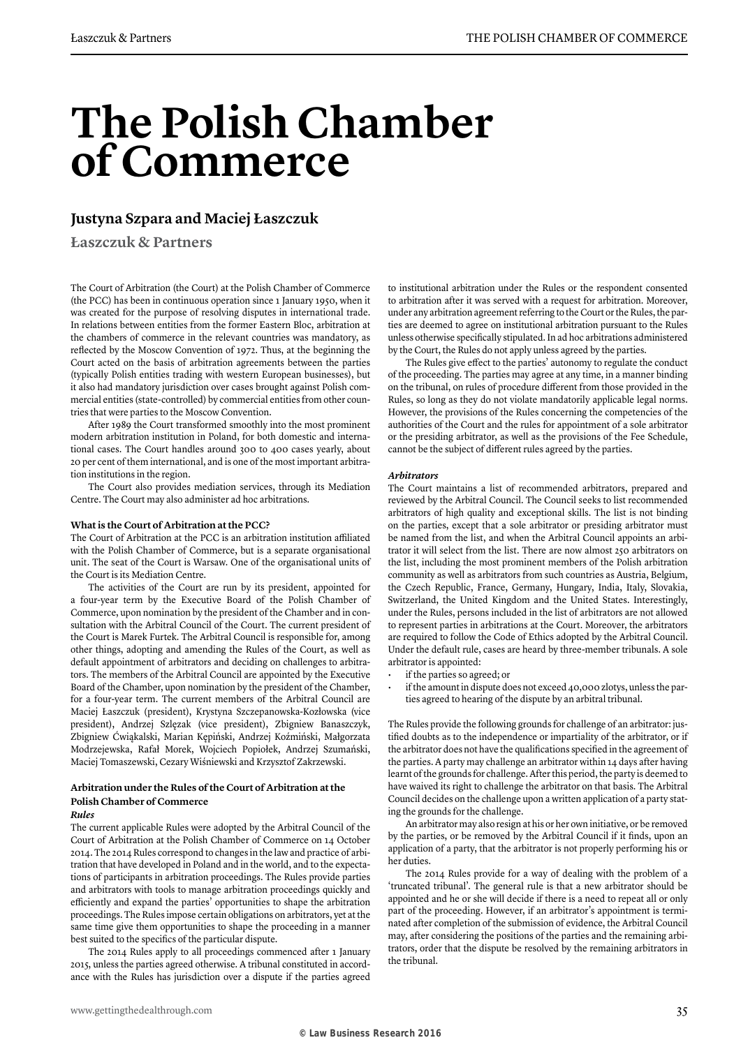# The Polish Chamber of Commerce

## Justyna Szpara and Maciej Łaszczuk

**Łaszczuk & Partners**

The Court of Arbitration (the Court) at the Polish Chamber of Commerce (the PCC) has been in continuous operation since 1 January 1950, when it was created for the purpose of resolving disputes in international trade. In relations between entities from the former Eastern Bloc, arbitration at the chambers of commerce in the relevant countries was mandatory, as reflected by the Moscow Convention of 1972. Thus, at the beginning the Court acted on the basis of arbitration agreements between the parties (typically Polish entities trading with western European businesses), but it also had mandatory jurisdiction over cases brought against Polish commercial entities (state-controlled) by commercial entities from other countries that were parties to the Moscow Convention.

After 1989 the Court transformed smoothly into the most prominent modern arbitration institution in Poland, for both domestic and international cases. The Court handles around 300 to 400 cases yearly, about 20 per cent of them international, and is one of the most important arbitration institutions in the region.

The Court also provides mediation services, through its Mediation Centre. The Court may also administer ad hoc arbitrations.

### What is the Court of Arbitration at the PCC?

The Court of Arbitration at the PCC is an arbitration institution affiliated with the Polish Chamber of Commerce, but is a separate organisational unit. The seat of the Court is Warsaw. One of the organisational units of the Court is its Mediation Centre.

The activities of the Court are run by its president, appointed for a four-year term by the Executive Board of the Polish Chamber of Commerce, upon nomination by the president of the Chamber and in consultation with the Arbitral Council of the Court. The current president of the Court is Marek Furtek. The Arbitral Council is responsible for, among other things, adopting and amending the Rules of the Court, as well as default appointment of arbitrators and deciding on challenges to arbitrators. The members of the Arbitral Council are appointed by the Executive Board of the Chamber, upon nomination by the president of the Chamber, for a four-year term. The current members of the Arbitral Council are Maciej Łaszczuk (president), Krystyna Szczepanowska-Kozłowska (vice president), Andrzej Szlęzak (vice president), Zbigniew Banaszczyk, Zbigniew Ćwiąkalski, Marian Kępiński, Andrzej Koźmiński, Małgorzata Modrzejewska, Rafał Morek, Wojciech Popiołek, Andrzej Szumański, Maciej Tomaszewski, Cezary Wiśniewski and Krzysztof Zakrzewski.

### Arbitration under the Rules of the Court of Arbitration at the Polish Chamber of Commerce

#### *Rules*

The current applicable Rules were adopted by the Arbitral Council of the Court of Arbitration at the Polish Chamber of Commerce on 14 October 2014. The 2014 Rules correspond to changes in the law and practice of arbitration that have developed in Poland and in the world, and to the expectations of participants in arbitration proceedings. The Rules provide parties and arbitrators with tools to manage arbitration proceedings quickly and efficiently and expand the parties' opportunities to shape the arbitration proceedings. The Rules impose certain obligations on arbitrators, yet at the same time give them opportunities to shape the proceeding in a manner best suited to the specifics of the particular dispute.

The 2014 Rules apply to all proceedings commenced after 1 January 2015, unless the parties agreed otherwise. A tribunal constituted in accordance with the Rules has jurisdiction over a dispute if the parties agreed to institutional arbitration under the Rules or the respondent consented to arbitration after it was served with a request for arbitration. Moreover, under any arbitration agreement referring to the Court or the Rules, the parties are deemed to agree on institutional arbitration pursuant to the Rules unless otherwise specifically stipulated. In ad hoc arbitrations administered by the Court, the Rules do not apply unless agreed by the parties.

The Rules give effect to the parties' autonomy to regulate the conduct of the proceeding. The parties may agree at any time, in a manner binding on the tribunal, on rules of procedure different from those provided in the Rules, so long as they do not violate mandatorily applicable legal norms. However, the provisions of the Rules concerning the competencies of the authorities of the Court and the rules for appointment of a sole arbitrator or the presiding arbitrator, as well as the provisions of the Fee Schedule, cannot be the subject of different rules agreed by the parties.

#### *Arbitrators*

The Court maintains a list of recommended arbitrators, prepared and reviewed by the Arbitral Council. The Council seeks to list recommended arbitrators of high quality and exceptional skills. The list is not binding on the parties, except that a sole arbitrator or presiding arbitrator must be named from the list, and when the Arbitral Council appoints an arbitrator it will select from the list. There are now almost 250 arbitrators on the list, including the most prominent members of the Polish arbitration community as well as arbitrators from such countries as Austria, Belgium, the Czech Republic, France, Germany, Hungary, India, Italy, Slovakia, Switzerland, the United Kingdom and the United States. Interestingly, under the Rules, persons included in the list of arbitrators are not allowed to represent parties in arbitrations at the Court. Moreover, the arbitrators are required to follow the Code of Ethics adopted by the Arbitral Council. Under the default rule, cases are heard by three-member tribunals. A sole arbitrator is appointed:

- if the parties so agreed; or
- if the amount in dispute does not exceed 40,000 zlotys, unless the parties agreed to hearing of the dispute by an arbitral tribunal.

The Rules provide the following grounds for challenge of an arbitrator: justified doubts as to the independence or impartiality of the arbitrator, or if the arbitrator does not have the qualifications specified in the agreement of the parties. A party may challenge an arbitrator within 14 days after having learnt of the grounds for challenge. After this period, the party is deemed to have waived its right to challenge the arbitrator on that basis. The Arbitral Council decides on the challenge upon a written application of a party stating the grounds for the challenge.

An arbitrator may also resign at his or her own initiative, or be removed by the parties, or be removed by the Arbitral Council if it finds, upon an application of a party, that the arbitrator is not properly performing his or her duties.

The 2014 Rules provide for a way of dealing with the problem of a 'truncated tribunal'. The general rule is that a new arbitrator should be appointed and he or she will decide if there is a need to repeat all or only part of the proceeding. However, if an arbitrator's appointment is terminated after completion of the submission of evidence, the Arbitral Council may, after considering the positions of the parties and the remaining arbitrators, order that the dispute be resolved by the remaining arbitrators in the tribunal.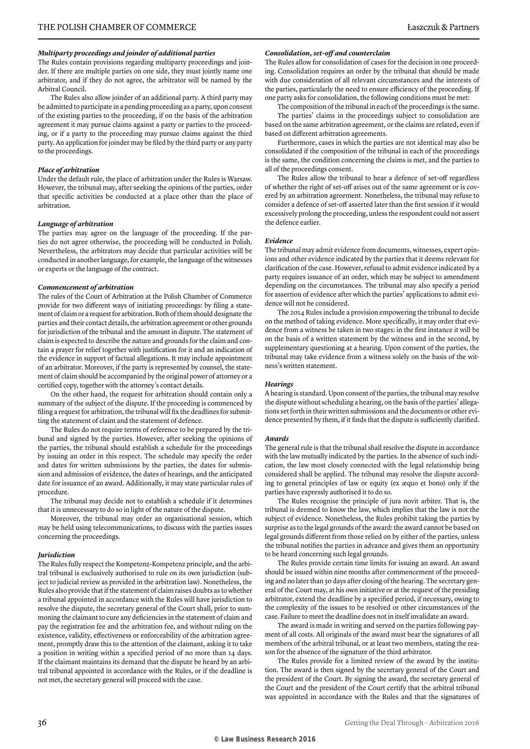### *Multiparty proceedings and joinder of additional parties*

The Rules contain provisions regarding multiparty proceedings and joinder. If there are multiple parties on one side, they must jointly name one arbitrator, and if they do not agree, the arbitrator will be named by the Arbitral Council.

The Rules also allow joinder of an additional party. A third party may be admitted to participate in a pending proceeding as a party, upon consent of the existing parties to the proceeding, if on the basis of the arbitration agreement it may pursue claims against a party or parties to the proceeding, or if a party to the proceeding may pursue claims against the third party. An application for joinder may be filed by the third party or any party to the proceedings.

### *Place of arbitration*

Under the default rule, the place of arbitration under the Rules is Warsaw. However, the tribunal may, after seeking the opinions of the parties, order that specific activities be conducted at a place other than the place of arbitration.

### *Language of arbitration*

The parties may agree on the language of the proceeding. If the parties do not agree otherwise, the proceeding will be conducted in Polish. Nevertheless, the arbitrators may decide that particular activities will be conducted in another language, for example, the language of the witnesses or experts or the language of the contract.

### *Commencement of arbitration*

The rules of the Court of Arbitration at the Polish Chamber of Commerce provide for two different ways of initiating proceedings: by filing a statement of claim or a request for arbitration. Both of them should designate the parties and their contact details, the arbitration agreement or other grounds for jurisdiction of the tribunal and the amount in dispute. The statement of claim is expected to describe the nature and grounds for the claim and contain a prayer for relief together with justification for it and an indication of the evidence in support of factual allegations. It may include appointment of an arbitrator. Moreover, if the party is represented by counsel, the statement of claim should be accompanied by the original power of attorney or a certified copy, together with the attorney's contact details.

On the other hand, the request for arbitration should contain only a summary of the subject of the dispute. If the proceeding is commenced by filing a request for arbitration, the tribunal will fix the deadlines for submitting the statement of claim and the statement of defence.

The Rules do not require terms of reference to be prepared by the tribunal and signed by the parties. However, after seeking the opinions of the parties, the tribunal should establish a schedule for the proceedings by issuing an order in this respect. The schedule may specify the order and dates for written submissions by the parties, the dates for submission and admission of evidence, the dates of hearings, and the anticipated date for issuance of an award. Additionally, it may state particular rules of procedure.

The tribunal may decide not to establish a schedule if it determines that it is unnecessary to do so in light of the nature of the dispute.

Moreover, the tribunal may order an organisational session, which may be held using telecommunications, to discuss with the parties issues concerning the proceedings.

### *Jurisdiction*

The Rules fully respect the Kompetenz-Kompetenz principle, and the arbitral tribunal is exclusively authorised to rule on its own jurisdiction (subject to judicial review as provided in the arbitration law). Nonetheless, the Rules also provide that if the statement of claim raises doubts as to whether a tribunal appointed in accordance with the Rules will have jurisdiction to resolve the dispute, the secretary general of the Court shall, prior to summoning the claimant to cure any deficiencies in the statement of claim and pay the registration fee and the arbitration fee, and without ruling on the existence, validity, effectiveness or enforceability of the arbitration agreement, promptly draw this to the attention of the claimant, asking it to take a position in writing within a specified period of no more than 14 days. If the claimant maintains its demand that the dispute be heard by an arbitral tribunal appointed in accordance with the Rules, or if the deadline is not met, the secretary general will proceed with the case.

### *Consolidation, set-off and counterclaim*

The Rules allow for consolidation of cases for the decision in one proceeding. Consolidation requires an order by the tribunal that should be made with due consideration of all relevant circumstances and the interests of the parties, particularly the need to ensure efficiency of the proceeding. If one party asks for consolidation, the following conditions must be met:

The composition of the tribunal in each of the proceedings is the same.

The parties' claims in the proceedings subject to consolidation are based on the same arbitration agreement, or the claims are related, even if based on different arbitration agreements.

Furthermore, cases in which the parties are not identical may also be consolidated if the composition of the tribunal in each of the proceedings is the same, the condition concerning the claims is met, and the parties to all of the proceedings consent.

The Rules allow the tribunal to hear a defence of set-off regardless of whether the right of set-off arises out of the same agreement or is covered by an arbitration agreement. Nonetheless, the tribunal may refuse to consider a defence of set-off asserted later than the first session if it would excessively prolong the proceeding, unless the respondent could not assert the defence earlier.

### *Evidence*

The tribunal may admit evidence from documents, witnesses, expert opinions and other evidence indicated by the parties that it deems relevant for clarification of the case. However, refusal to admit evidence indicated by a party requires issuance of an order, which may be subject to amendment depending on the circumstances. The tribunal may also specify a period for assertion of evidence after which the parties' applications to admit evidence will not be considered.

The 2014 Rules include a provision empowering the tribunal to decide on the method of taking evidence. More specifically, it may order that evidence from a witness be taken in two stages: in the first instance it will be on the basis of a written statement by the witness and in the second, by supplementary questioning at a hearing. Upon consent of the parties, the tribunal may take evidence from a witness solely on the basis of the witness's written statement.

### *Hearings*

A hearing is standard. Upon consent of the parties, the tribunal may resolve the dispute without scheduling a hearing, on the basis of the parties' allegations set forth in their written submissions and the documents or other evidence presented by them, if it finds that the dispute is sufficiently clarified.

### *Awards*

The general rule is that the tribunal shall resolve the dispute in accordance with the law mutually indicated by the parties. In the absence of such indication, the law most closely connected with the legal relationship being considered shall be applied. The tribunal may resolve the dispute according to general principles of law or equity (ex æquo et bono) only if the parties have expressly authorised it to do so.

The Rules recognise the principle of jura novit arbiter. That is, the tribunal is deemed to know the law, which implies that the law is not the subject of evidence. Nonetheless, the Rules prohibit taking the parties by surprise as to the legal grounds of the award: the award cannot be based on legal grounds different from those relied on by either of the parties, unless the tribunal notifies the parties in advance and gives them an opportunity to be heard concerning such legal grounds.

The Rules provide certain time limits for issuing an award. An award should be issued within nine months after commencement of the proceeding and no later than 30 days after closing of the hearing. The secretary general of the Court may, at his own initiative or at the request of the presiding arbitrator, extend the deadline by a specified period, if necessary, owing to the complexity of the issues to be resolved or other circumstances of the case. Failure to meet the deadline does not in itself invalidate an award.

The award is made in writing and served on the parties following payment of all costs. All originals of the award must bear the signatures of all members of the arbitral tribunal, or at least two members, stating the reason for the absence of the signature of the third arbitrator.

The Rules provide for a limited review of the award by the institution. The award is then signed by the secretary general of the Court and the president of the Court. By signing the award, the secretary general of the Court and the president of the Court certify that the arbitral tribunal was appointed in accordance with the Rules and that the signatures of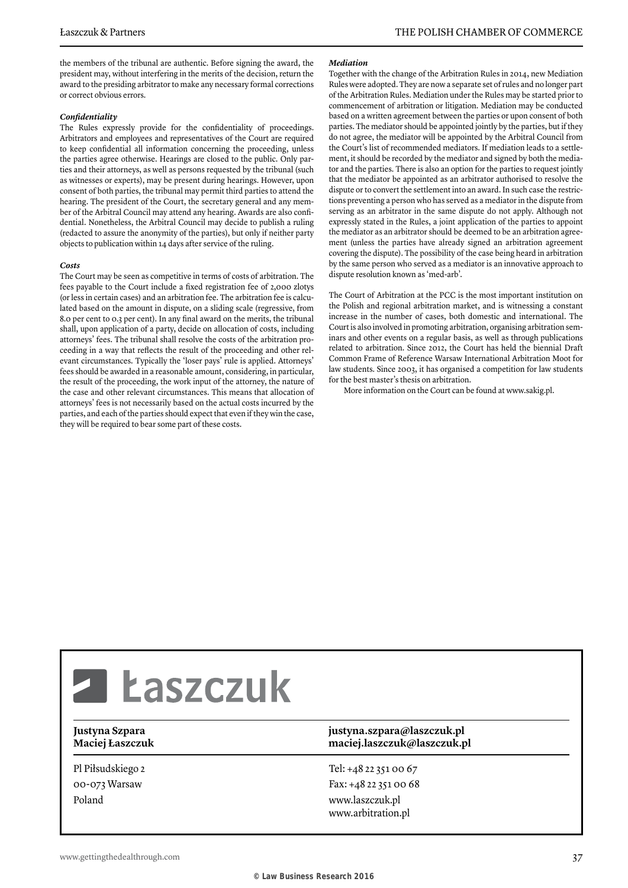the members of the tribunal are authentic. Before signing the award, the president may, without interfering in the merits of the decision, return the award to the presiding arbitrator to make any necessary formal corrections or correct obvious errors.

***Confidentiality***

The Rules expressly provide for the confidentiality of proceedings. Arbitrators and employees and representatives of the Court are required to keep confidential all information concerning the proceeding, unless the parties agree otherwise. Hearings are closed to the public. Only parties and their attorneys, as well as persons requested by the tribunal (such as witnesses or experts), may be present during hearings. However, upon consent of both parties, the tribunal may permit third parties to attend the hearing. The president of the Court, the secretary general and any member of the Arbitral Council may attend any hearing. Awards are also confidential. Nonetheless, the Arbitral Council may decide to publish a ruling (redacted to assure the anonymity of the parties), but only if neither party objects to publication within 14 days after service of the ruling.

***Costs***

The Court may be seen as competitive in terms of costs of arbitration. The fees payable to the Court include a fixed registration fee of 2,000 zlotys (or less in certain cases) and an arbitration fee. The arbitration fee is calculated based on the amount in dispute, on a sliding scale (regressive, from 8.0 per cent to 0.3 per cent). In any final award on the merits, the tribunal shall, upon application of a party, decide on allocation of costs, including attorneys' fees. The tribunal shall resolve the costs of the arbitration proceeding in a way that reflects the result of the proceeding and other relevant circumstances. Typically the 'loser pays' rule is applied. Attorneys' fees should be awarded in a reasonable amount, considering, in particular, the result of the proceeding, the work input of the attorney, the nature of the case and other relevant circumstances. This means that allocation of attorneys' fees is not necessarily based on the actual costs incurred by the parties, and each of the parties should expect that even if they win the case, they will be required to bear some part of these costs.

***Mediation***

Together with the change of the Arbitration Rules in 2014, new Mediation Rules were adopted. They are now a separate set of rules and no longer part of the Arbitration Rules. Mediation under the Rules may be started prior to commencement of arbitration or litigation. Mediation may be conducted based on a written agreement between the parties or upon consent of both parties. The mediator should be appointed jointly by the parties, but if they do not agree, the mediator will be appointed by the Arbitral Council from the Court's list of recommended mediators. If mediation leads to a settlement, it should be recorded by the mediator and signed by both the mediator and the parties. There is also an option for the parties to request jointly that the mediator be appointed as an arbitrator authorised to resolve the dispute or to convert the settlement into an award. In such case the restrictions preventing a person who has served as a mediator in the dispute from serving as an arbitrator in the same dispute do not apply. Although not expressly stated in the Rules, a joint application of the parties to appoint the mediator as an arbitrator should be deemed to be an arbitration agreement (unless the parties have already signed an arbitration agreement covering the dispute). The possibility of the case being heard in arbitration by the same person who served as a mediator is an innovative approach to dispute resolution known as 'med-arb'.

The Court of Arbitration at the PCC is the most important institution on the Polish and regional arbitration market, and is witnessing a constant increase in the number of cases, both domestic and international. The Court is also involved in promoting arbitration, organising arbitration seminars and other events on a regular basis, as well as through publications related to arbitration. Since 2012, the Court has held the biennial Draft Common Frame of Reference Warsaw International Arbitration Moot for law students. Since 2003, it has organised a competition for law students for the best master's thesis on arbitration.

More information on the Court can be found at www.sakig.pl.

Łaszczuk

**Justyna Szpara** — **justyna.szpara@laszczuk.pl**
**Maciej Łaszczuk** — **maciej.laszczuk@laszczuk.pl**

Pl Piłsudskiego 2
00-073 Warsaw
Poland

Tel: +48 22 351 00 67
Fax: +48 22 351 00 68
www.laszczuk.pl
www.arbitration.pl

© Law Business Research 2016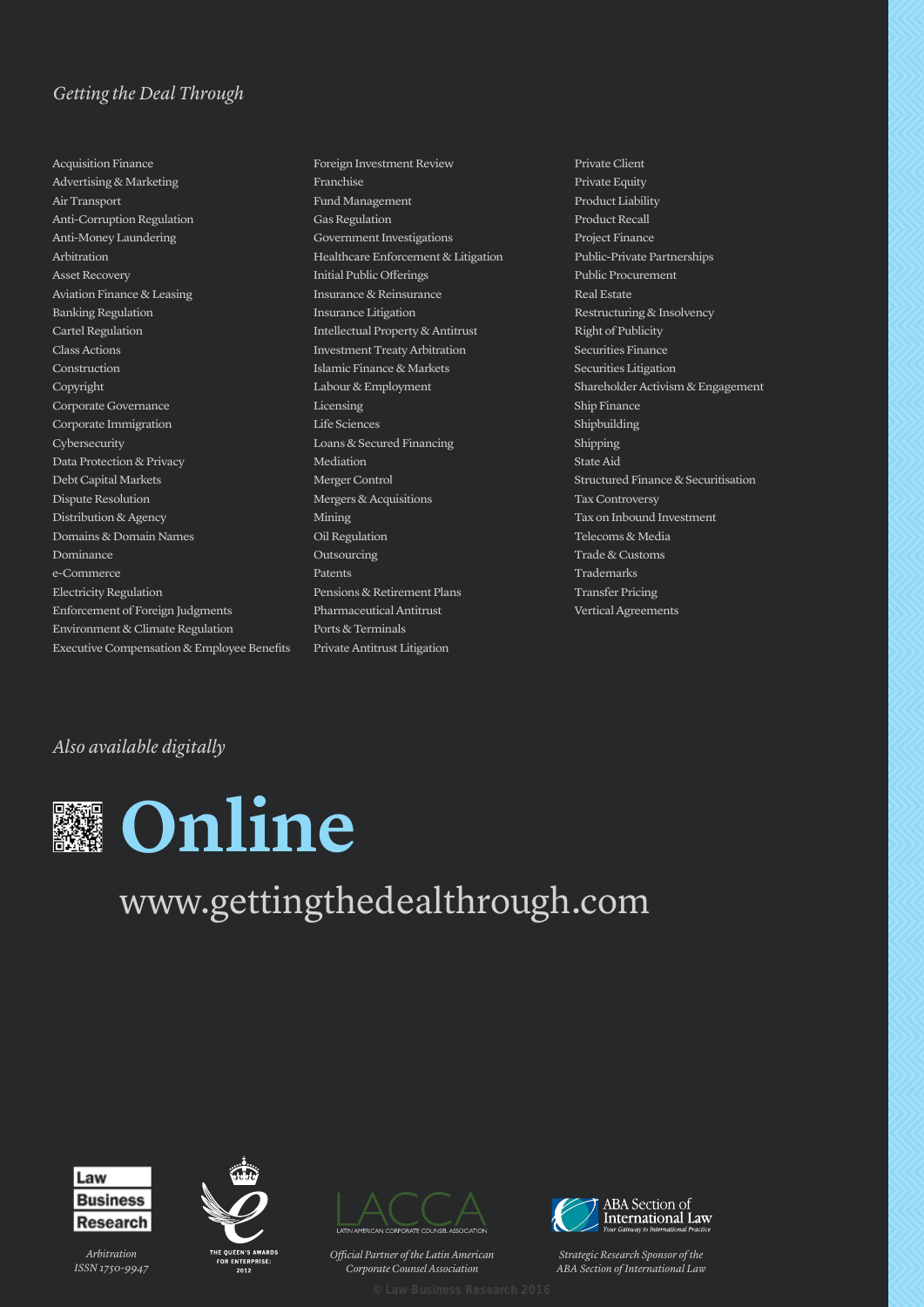*Getting the Deal Through*

Acquisition Finance
Advertising & Marketing
Air Transport
Anti-Corruption Regulation
Anti-Money Laundering
Arbitration
Asset Recovery
Aviation Finance & Leasing
Banking Regulation
Cartel Regulation
Class Actions
Construction
Copyright
Corporate Governance
Corporate Immigration
Cybersecurity
Data Protection & Privacy
Debt Capital Markets
Dispute Resolution
Distribution & Agency
Domains & Domain Names
Dominance
e-Commerce
Electricity Regulation
Enforcement of Foreign Judgments
Environment & Climate Regulation
Executive Compensation & Employee Benefits
Foreign Investment Review
Franchise
Fund Management
Gas Regulation
Government Investigations
Healthcare Enforcement & Litigation
Initial Public Offerings
Insurance & Reinsurance
Insurance Litigation
Intellectual Property & Antitrust
Investment Treaty Arbitration
Islamic Finance & Markets
Labour & Employment
Licensing
Life Sciences
Loans & Secured Financing
Mediation
Merger Control
Mergers & Acquisitions
Mining
Oil Regulation
Outsourcing
Patents
Pensions & Retirement Plans
Pharmaceutical Antitrust
Ports & Terminals
Private Antitrust Litigation
Private Client
Private Equity
Product Liability
Product Recall
Project Finance
Public-Private Partnerships
Public Procurement
Real Estate
Restructuring & Insolvency
Right of Publicity
Securities Finance
Securities Litigation
Shareholder Activism & Engagement
Ship Finance
Shipbuilding
Shipping
State Aid
Structured Finance & Securitisation
Tax Controversy
Tax on Inbound Investment
Telecoms & Media
Trade & Customs
Trademarks
Transfer Pricing
Vertical Agreements

*Also available digitally*

# Online

www.gettingthedealthrough.com

Law Business Research

*Arbitration*
*ISSN 1750-9947*

THE QUEEN'S AWARDS FOR ENTERPRISE: 2012

LACCA
LATIN AMERICAN CORPORATE COUNSEL ASSOCIATION

*Official Partner of the Latin American Corporate Counsel Association*

ABA Section of International Law
*Your Gateway to International Practice*

*Strategic Research Sponsor of the ABA Section of International Law*

© Law Business Research 2016